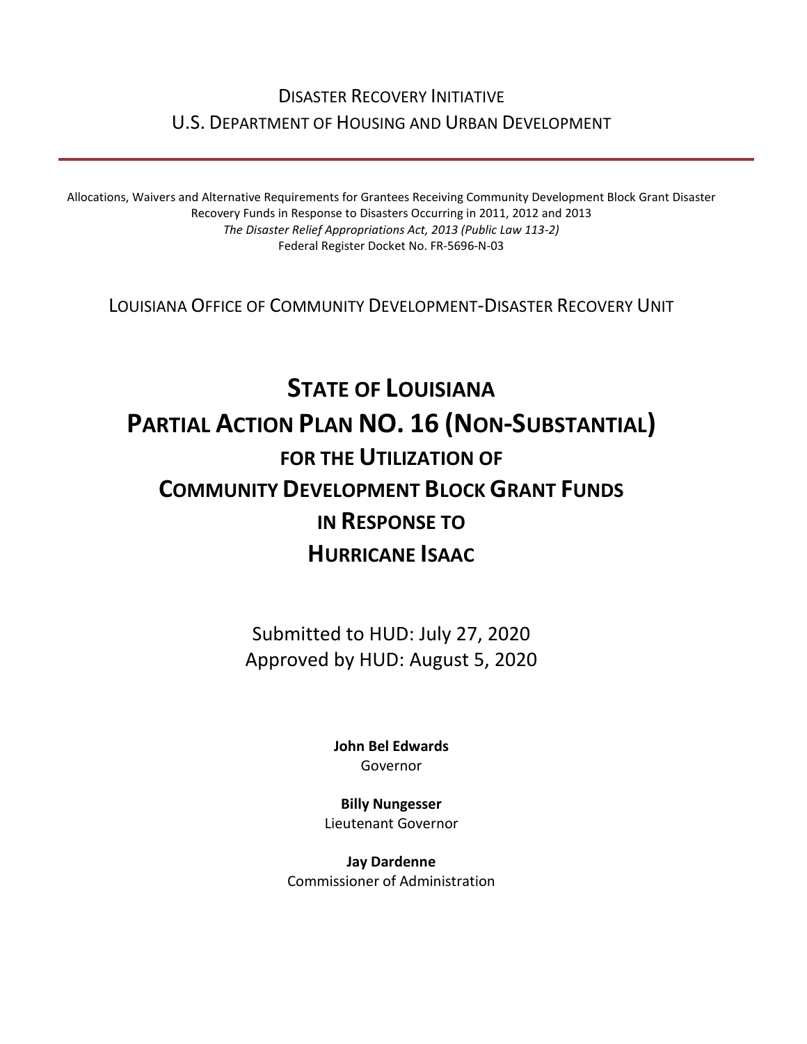Disaster Recovery Initiative
U.S. Department of Housing and Urban Development

---

Allocations, Waivers and Alternative Requirements for Grantees Receiving Community Development Block Grant Disaster Recovery Funds in Response to Disasters Occurring in 2011, 2012 and 2013
*The Disaster Relief Appropriations Act, 2013 (Public Law 113-2)*
Federal Register Docket No. FR-5696-N-03

Louisiana Office of Community Development-Disaster Recovery Unit

# State of Louisiana
# Partial Action Plan No. 16 (Non-Substantial)
## for the Utilization of
# Community Development Block Grant Funds
## in Response to
# Hurricane Isaac

Submitted to HUD: July 27, 2020
Approved by HUD: August 5, 2020

**John Bel Edwards**
Governor

**Billy Nungesser**
Lieutenant Governor

**Jay Dardenne**
Commissioner of Administration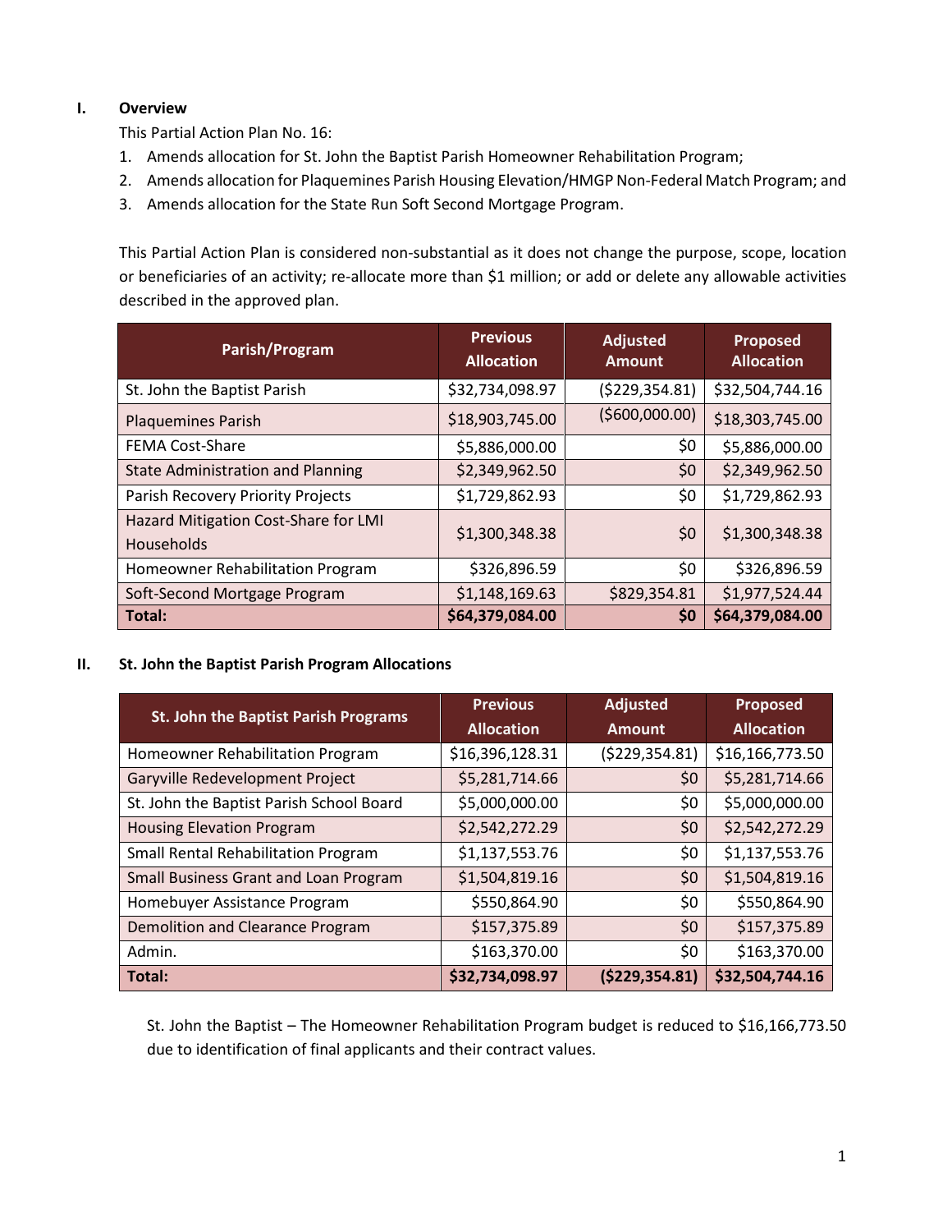## I. Overview

This Partial Action Plan No. 16:

1. Amends allocation for St. John the Baptist Parish Homeowner Rehabilitation Program;
2. Amends allocation for Plaquemines Parish Housing Elevation/HMGP Non-Federal Match Program; and
3. Amends allocation for the State Run Soft Second Mortgage Program.

This Partial Action Plan is considered non-substantial as it does not change the purpose, scope, location or beneficiaries of an activity; re-allocate more than $1 million; or add or delete any allowable activities described in the approved plan.

| Parish/Program | Previous Allocation | Adjusted Amount | Proposed Allocation |
|---|---|---|---|
| St. John the Baptist Parish | $32,734,098.97 | ($229,354.81) | $32,504,744.16 |
| Plaquemines Parish | $18,903,745.00 | ($600,000.00) | $18,303,745.00 |
| FEMA Cost-Share | $5,886,000.00 | $0 | $5,886,000.00 |
| State Administration and Planning | $2,349,962.50 | $0 | $2,349,962.50 |
| Parish Recovery Priority Projects | $1,729,862.93 | $0 | $1,729,862.93 |
| Hazard Mitigation Cost-Share for LMI Households | $1,300,348.38 | $0 | $1,300,348.38 |
| Homeowner Rehabilitation Program | $326,896.59 | $0 | $326,896.59 |
| Soft-Second Mortgage Program | $1,148,169.63 | $829,354.81 | $1,977,524.44 |
| **Total:** | **$64,379,084.00** | **$0** | **$64,379,084.00** |

## II. St. John the Baptist Parish Program Allocations

| St. John the Baptist Parish Programs | Previous Allocation | Adjusted Amount | Proposed Allocation |
|---|---|---|---|
| Homeowner Rehabilitation Program | $16,396,128.31 | ($229,354.81) | $16,166,773.50 |
| Garyville Redevelopment Project | $5,281,714.66 | $0 | $5,281,714.66 |
| St. John the Baptist Parish School Board | $5,000,000.00 | $0 | $5,000,000.00 |
| Housing Elevation Program | $2,542,272.29 | $0 | $2,542,272.29 |
| Small Rental Rehabilitation Program | $1,137,553.76 | $0 | $1,137,553.76 |
| Small Business Grant and Loan Program | $1,504,819.16 | $0 | $1,504,819.16 |
| Homebuyer Assistance Program | $550,864.90 | $0 | $550,864.90 |
| Demolition and Clearance Program | $157,375.89 | $0 | $157,375.89 |
| Admin. | $163,370.00 | $0 | $163,370.00 |
| **Total:** | **$32,734,098.97** | **($229,354.81)** | **$32,504,744.16** |

St. John the Baptist – The Homeowner Rehabilitation Program budget is reduced to $16,166,773.50 due to identification of final applicants and their contract values.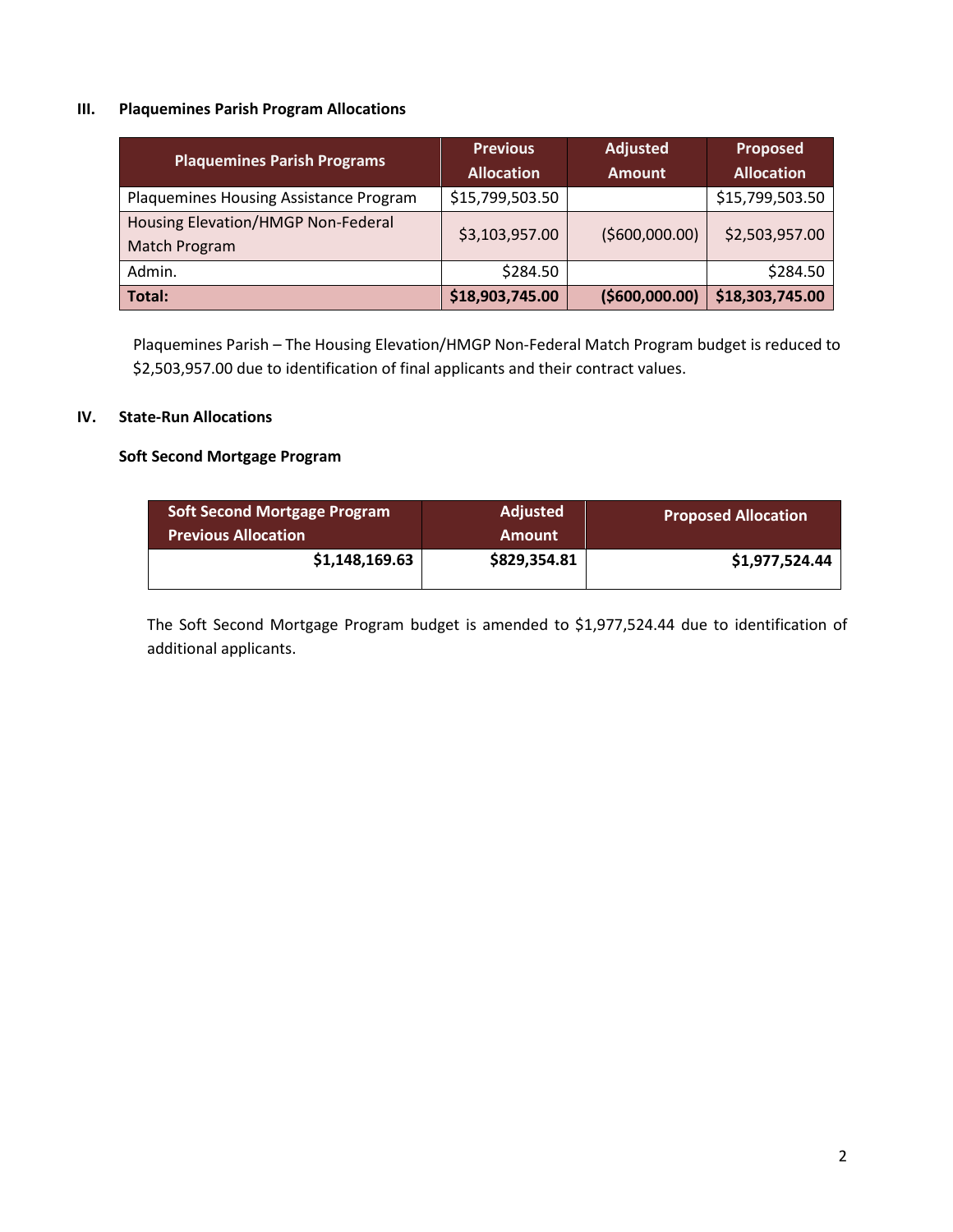### III. Plaquemines Parish Program Allocations

| Plaquemines Parish Programs | Previous Allocation | Adjusted Amount | Proposed Allocation |
|---|---|---|---|
| Plaquemines Housing Assistance Program | $15,799,503.50 | | $15,799,503.50 |
| Housing Elevation/HMGP Non-Federal Match Program | $3,103,957.00 | ($600,000.00) | $2,503,957.00 |
| Admin. | $284.50 | | $284.50 |
| **Total:** | **$18,903,745.00** | **($600,000.00)** | **$18,303,745.00** |

Plaquemines Parish – The Housing Elevation/HMGP Non-Federal Match Program budget is reduced to $2,503,957.00 due to identification of final applicants and their contract values.

### IV. State-Run Allocations

**Soft Second Mortgage Program**

| Soft Second Mortgage Program Previous Allocation | Adjusted Amount | Proposed Allocation |
|---|---|---|
| **$1,148,169.63** | **$829,354.81** | **$1,977,524.44** |

The Soft Second Mortgage Program budget is amended to $1,977,524.44 due to identification of additional applicants.